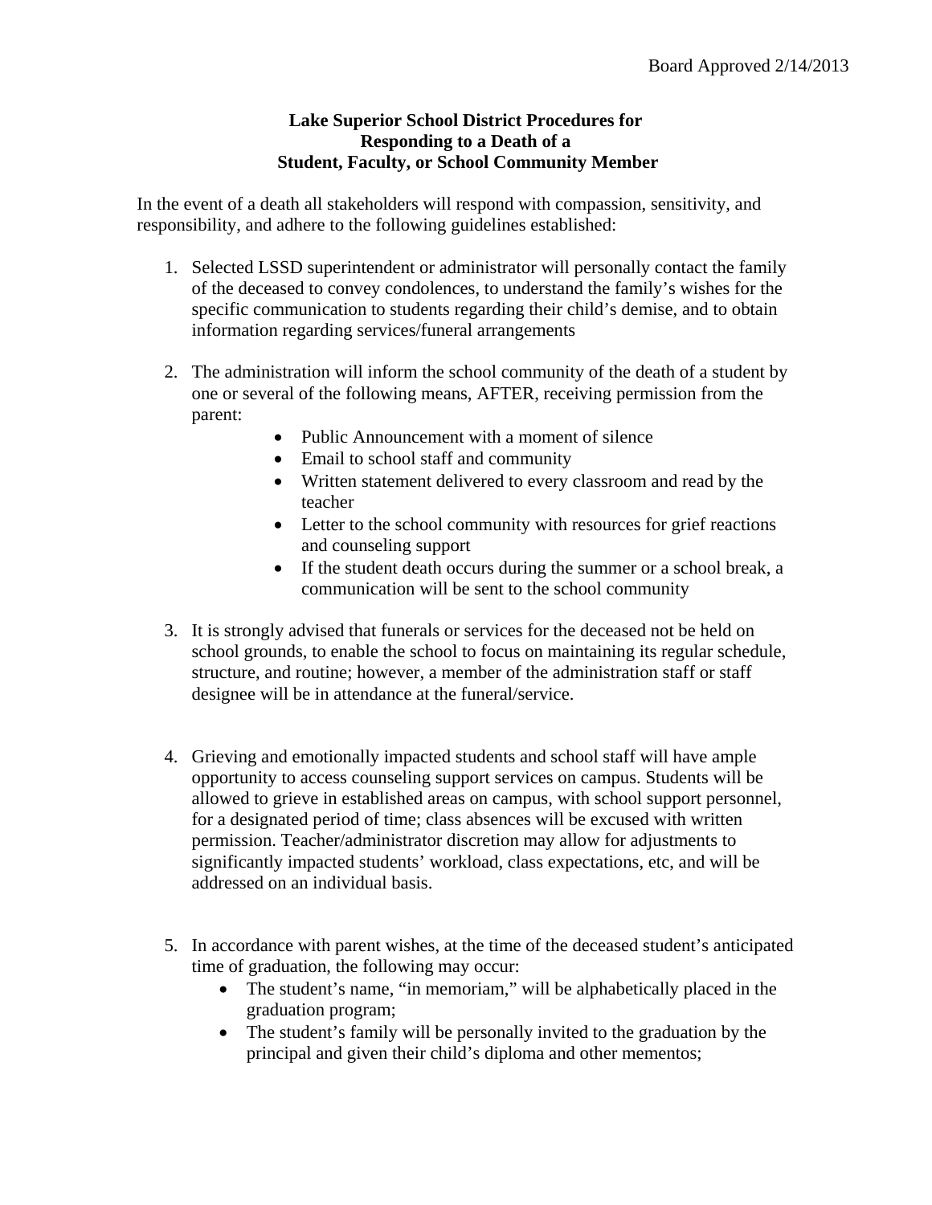Board Approved 2/14/2013

**Lake Superior School District Procedures for Responding to a Death of a Student, Faculty, or School Community Member**

In the event of a death all stakeholders will respond with compassion, sensitivity, and responsibility, and adhere to the following guidelines established:

1. Selected LSSD superintendent or administrator will personally contact the family of the deceased to convey condolences, to understand the family's wishes for the specific communication to students regarding their child's demise, and to obtain information regarding services/funeral arrangements

2. The administration will inform the school community of the death of a student by one or several of the following means, AFTER, receiving permission from the parent:
   - Public Announcement with a moment of silence
   - Email to school staff and community
   - Written statement delivered to every classroom and read by the teacher
   - Letter to the school community with resources for grief reactions and counseling support
   - If the student death occurs during the summer or a school break, a communication will be sent to the school community

3. It is strongly advised that funerals or services for the deceased not be held on school grounds, to enable the school to focus on maintaining its regular schedule, structure, and routine; however, a member of the administration staff or staff designee will be in attendance at the funeral/service.

4. Grieving and emotionally impacted students and school staff will have ample opportunity to access counseling support services on campus. Students will be allowed to grieve in established areas on campus, with school support personnel, for a designated period of time; class absences will be excused with written permission. Teacher/administrator discretion may allow for adjustments to significantly impacted students' workload, class expectations, etc, and will be addressed on an individual basis.

5. In accordance with parent wishes, at the time of the deceased student's anticipated time of graduation, the following may occur:
   - The student's name, "in memoriam," will be alphabetically placed in the graduation program;
   - The student's family will be personally invited to the graduation by the principal and given their child's diploma and other mementos;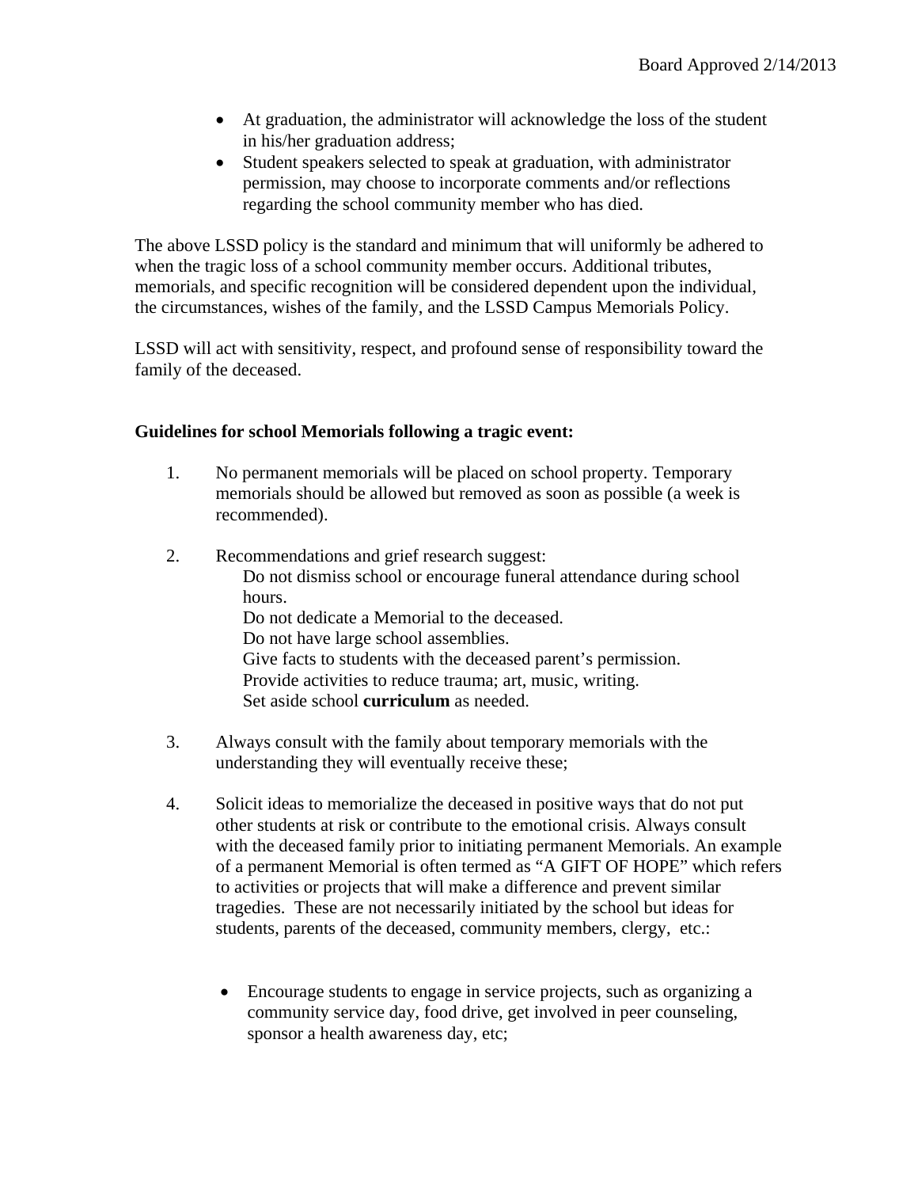- At graduation, the administrator will acknowledge the loss of the student in his/her graduation address;
- Student speakers selected to speak at graduation, with administrator permission, may choose to incorporate comments and/or reflections regarding the school community member who has died.

The above LSSD policy is the standard and minimum that will uniformly be adhered to when the tragic loss of a school community member occurs. Additional tributes, memorials, and specific recognition will be considered dependent upon the individual, the circumstances, wishes of the family, and the LSSD Campus Memorials Policy.

LSSD will act with sensitivity, respect, and profound sense of responsibility toward the family of the deceased.

**Guidelines for school Memorials following a tragic event:**

1. No permanent memorials will be placed on school property. Temporary memorials should be allowed but removed as soon as possible (a week is recommended).

2. Recommendations and grief research suggest:
   Do not dismiss school or encourage funeral attendance during school hours.
   Do not dedicate a Memorial to the deceased.
   Do not have large school assemblies.
   Give facts to students with the deceased parent's permission.
   Provide activities to reduce trauma; art, music, writing.
   Set aside school **curriculum** as needed.

3. Always consult with the family about temporary memorials with the understanding they will eventually receive these;

4. Solicit ideas to memorialize the deceased in positive ways that do not put other students at risk or contribute to the emotional crisis. Always consult with the deceased family prior to initiating permanent Memorials. An example of a permanent Memorial is often termed as "A GIFT OF HOPE" which refers to activities or projects that will make a difference and prevent similar tragedies. These are not necessarily initiated by the school but ideas for students, parents of the deceased, community members, clergy, etc.:

   - Encourage students to engage in service projects, such as organizing a community service day, food drive, get involved in peer counseling, sponsor a health awareness day, etc;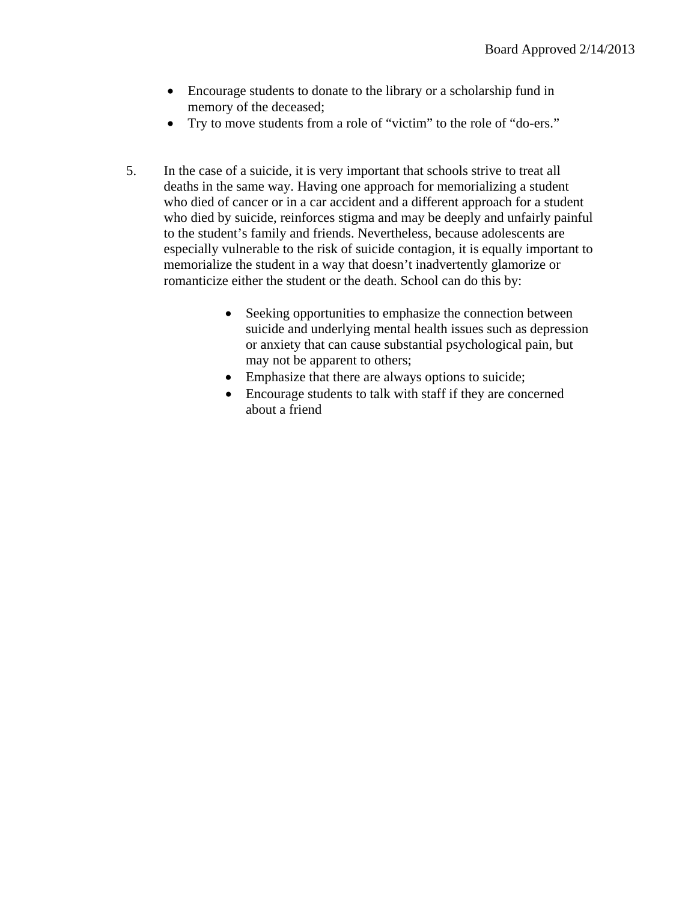- Encourage students to donate to the library or a scholarship fund in memory of the deceased;
- Try to move students from a role of "victim" to the role of "do-ers."

5. In the case of a suicide, it is very important that schools strive to treat all deaths in the same way. Having one approach for memorializing a student who died of cancer or in a car accident and a different approach for a student who died by suicide, reinforces stigma and may be deeply and unfairly painful to the student's family and friends. Nevertheless, because adolescents are especially vulnerable to the risk of suicide contagion, it is equally important to memorialize the student in a way that doesn't inadvertently glamorize or romanticize either the student or the death. School can do this by:

    - Seeking opportunities to emphasize the connection between suicide and underlying mental health issues such as depression or anxiety that can cause substantial psychological pain, but may not be apparent to others;
    - Emphasize that there are always options to suicide;
    - Encourage students to talk with staff if they are concerned about a friend